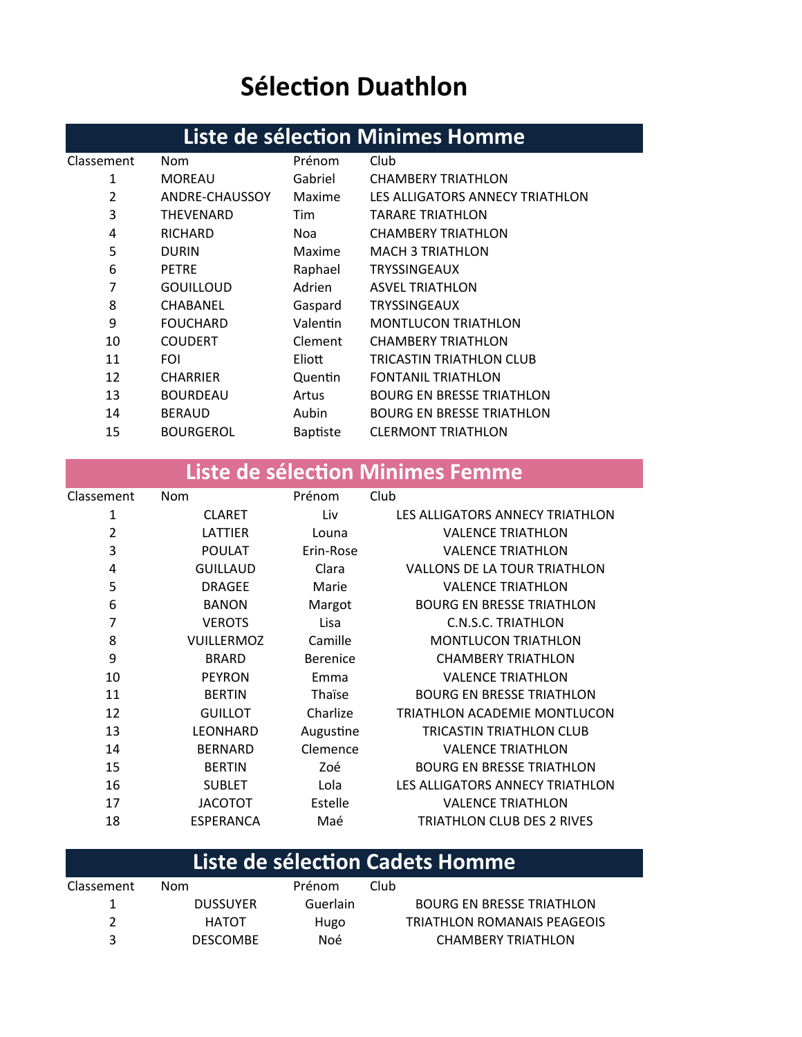# Sélection Duathlon

## Liste de sélection Minimes Homme

| Classement | Nom | Prénom | Club |
|---|---|---|---|
| 1 | MOREAU | Gabriel | CHAMBERY TRIATHLON |
| 2 | ANDRE-CHAUSSOY | Maxime | LES ALLIGATORS ANNECY TRIATHLON |
| 3 | THEVENARD | Tim | TARARE TRIATHLON |
| 4 | RICHARD | Noa | CHAMBERY TRIATHLON |
| 5 | DURIN | Maxime | MACH 3 TRIATHLON |
| 6 | PETRE | Raphael | TRYSSINGEAUX |
| 7 | GOUILLOUD | Adrien | ASVEL TRIATHLON |
| 8 | CHABANEL | Gaspard | TRYSSINGEAUX |
| 9 | FOUCHARD | Valentin | MONTLUCON TRIATHLON |
| 10 | COUDERT | Clement | CHAMBERY TRIATHLON |
| 11 | FOI | Eliott | TRICASTIN TRIATHLON CLUB |
| 12 | CHARRIER | Quentin | FONTANIL TRIATHLON |
| 13 | BOURDEAU | Artus | BOURG EN BRESSE TRIATHLON |
| 14 | BERAUD | Aubin | BOURG EN BRESSE TRIATHLON |
| 15 | BOURGEROL | Baptiste | CLERMONT TRIATHLON |

## Liste de sélection Minimes Femme

| Classement | Nom | Prénom | Club |
|---|---|---|---|
| 1 | CLARET | Liv | LES ALLIGATORS ANNECY TRIATHLON |
| 2 | LATTIER | Louna | VALENCE TRIATHLON |
| 3 | POULAT | Erin-Rose | VALENCE TRIATHLON |
| 4 | GUILLAUD | Clara | VALLONS DE LA TOUR TRIATHLON |
| 5 | DRAGEE | Marie | VALENCE TRIATHLON |
| 6 | BANON | Margot | BOURG EN BRESSE TRIATHLON |
| 7 | VEROTS | Lisa | C.N.S.C. TRIATHLON |
| 8 | VUILLERMOZ | Camille | MONTLUCON TRIATHLON |
| 9 | BRARD | Berenice | CHAMBERY TRIATHLON |
| 10 | PEYRON | Emma | VALENCE TRIATHLON |
| 11 | BERTIN | Thaïse | BOURG EN BRESSE TRIATHLON |
| 12 | GUILLOT | Charlize | TRIATHLON ACADEMIE MONTLUCON |
| 13 | LEONHARD | Augustine | TRICASTIN TRIATHLON CLUB |
| 14 | BERNARD | Clemence | VALENCE TRIATHLON |
| 15 | BERTIN | Zoé | BOURG EN BRESSE TRIATHLON |
| 16 | SUBLET | Lola | LES ALLIGATORS ANNECY TRIATHLON |
| 17 | JACOTOT | Estelle | VALENCE TRIATHLON |
| 18 | ESPERANCA | Maé | TRIATHLON CLUB DES 2 RIVES |

## Liste de sélection Cadets Homme

| Classement | Nom | Prénom | Club |
|---|---|---|---|
| 1 | DUSSUYER | Guerlain | BOURG EN BRESSE TRIATHLON |
| 2 | HATOT | Hugo | TRIATHLON ROMANAIS PEAGEOIS |
| 3 | DESCOMBE | Noé | CHAMBERY TRIATHLON |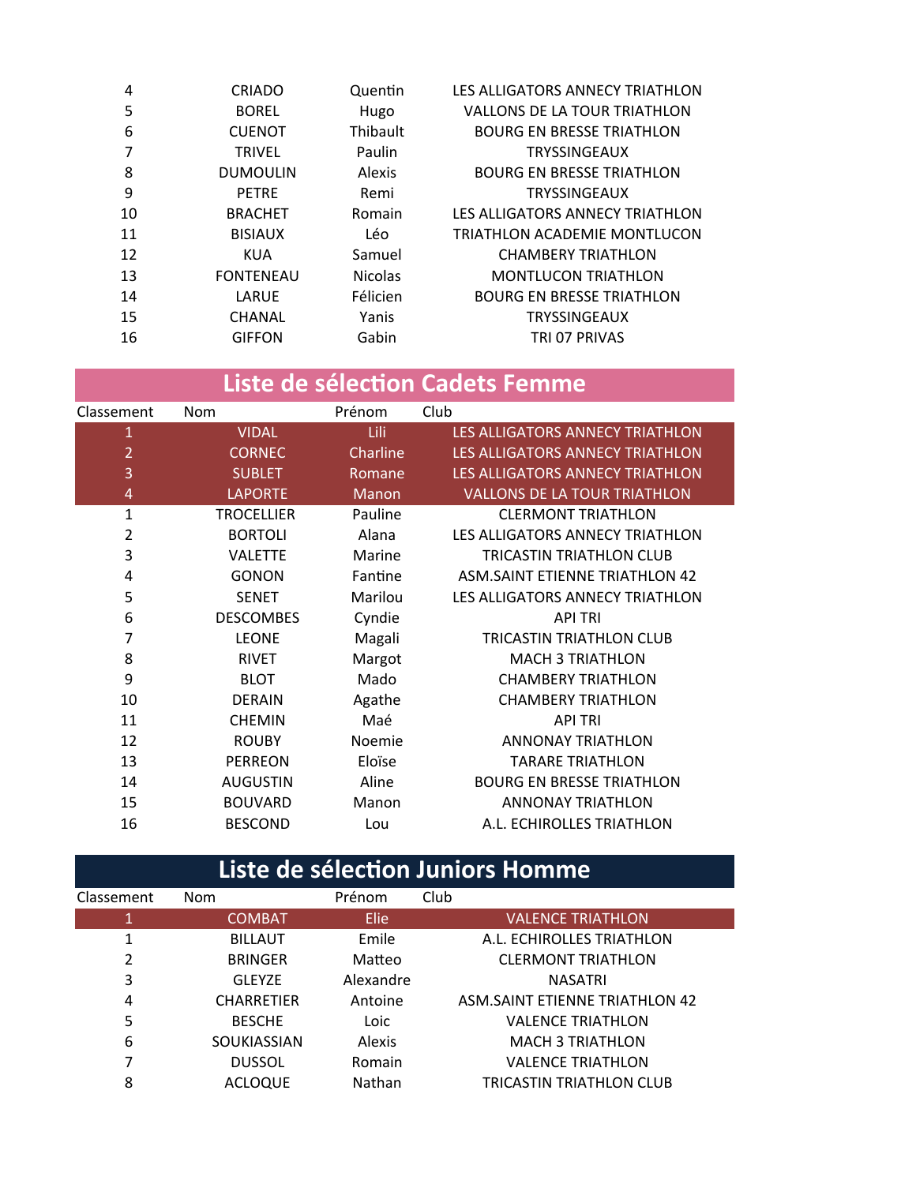| Classement | Nom | Prénom | Club |
|---|---|---|---|
| 4 | CRIADO | Quentin | LES ALLIGATORS ANNECY TRIATHLON |
| 5 | BOREL | Hugo | VALLONS DE LA TOUR TRIATHLON |
| 6 | CUENOT | Thibault | BOURG EN BRESSE TRIATHLON |
| 7 | TRIVEL | Paulin | TRYSSINGEAUX |
| 8 | DUMOULIN | Alexis | BOURG EN BRESSE TRIATHLON |
| 9 | PETRE | Remi | TRYSSINGEAUX |
| 10 | BRACHET | Romain | LES ALLIGATORS ANNECY TRIATHLON |
| 11 | BISIAUX | Léo | TRIATHLON ACADEMIE MONTLUCON |
| 12 | KUA | Samuel | CHAMBERY TRIATHLON |
| 13 | FONTENEAU | Nicolas | MONTLUCON TRIATHLON |
| 14 | LARUE | Félicien | BOURG EN BRESSE TRIATHLON |
| 15 | CHANAL | Yanis | TRYSSINGEAUX |
| 16 | GIFFON | Gabin | TRI 07 PRIVAS |

## Liste de sélection Cadets Femme

| Classement | Nom | Prénom | Club |
|---|---|---|---|
| 1 | VIDAL | Lili | LES ALLIGATORS ANNECY TRIATHLON |
| 2 | CORNEC | Charline | LES ALLIGATORS ANNECY TRIATHLON |
| 3 | SUBLET | Romane | LES ALLIGATORS ANNECY TRIATHLON |
| 4 | LAPORTE | Manon | VALLONS DE LA TOUR TRIATHLON |
| 1 | TROCELLIER | Pauline | CLERMONT TRIATHLON |
| 2 | BORTOLI | Alana | LES ALLIGATORS ANNECY TRIATHLON |
| 3 | VALETTE | Marine | TRICASTIN TRIATHLON CLUB |
| 4 | GONON | Fantine | ASM.SAINT ETIENNE TRIATHLON 42 |
| 5 | SENET | Marilou | LES ALLIGATORS ANNECY TRIATHLON |
| 6 | DESCOMBES | Cyndie | API TRI |
| 7 | LEONE | Magali | TRICASTIN TRIATHLON CLUB |
| 8 | RIVET | Margot | MACH 3 TRIATHLON |
| 9 | BLOT | Mado | CHAMBERY TRIATHLON |
| 10 | DERAIN | Agathe | CHAMBERY TRIATHLON |
| 11 | CHEMIN | Maé | API TRI |
| 12 | ROUBY | Noemie | ANNONAY TRIATHLON |
| 13 | PERREON | Eloïse | TARARE TRIATHLON |
| 14 | AUGUSTIN | Aline | BOURG EN BRESSE TRIATHLON |
| 15 | BOUVARD | Manon | ANNONAY TRIATHLON |
| 16 | BESCOND | Lou | A.L. ECHIROLLES TRIATHLON |

## Liste de sélection Juniors Homme

| Classement | Nom | Prénom | Club |
|---|---|---|---|
| 1 | COMBAT | Elie | VALENCE TRIATHLON |
| 1 | BILLAUT | Emile | A.L. ECHIROLLES TRIATHLON |
| 2 | BRINGER | Matteo | CLERMONT TRIATHLON |
| 3 | GLEYZE | Alexandre | NASATRI |
| 4 | CHARRETIER | Antoine | ASM.SAINT ETIENNE TRIATHLON 42 |
| 5 | BESCHE | Loic | VALENCE TRIATHLON |
| 6 | SOUKIASSIAN | Alexis | MACH 3 TRIATHLON |
| 7 | DUSSOL | Romain | VALENCE TRIATHLON |
| 8 | ACLOQUE | Nathan | TRICASTIN TRIATHLON CLUB |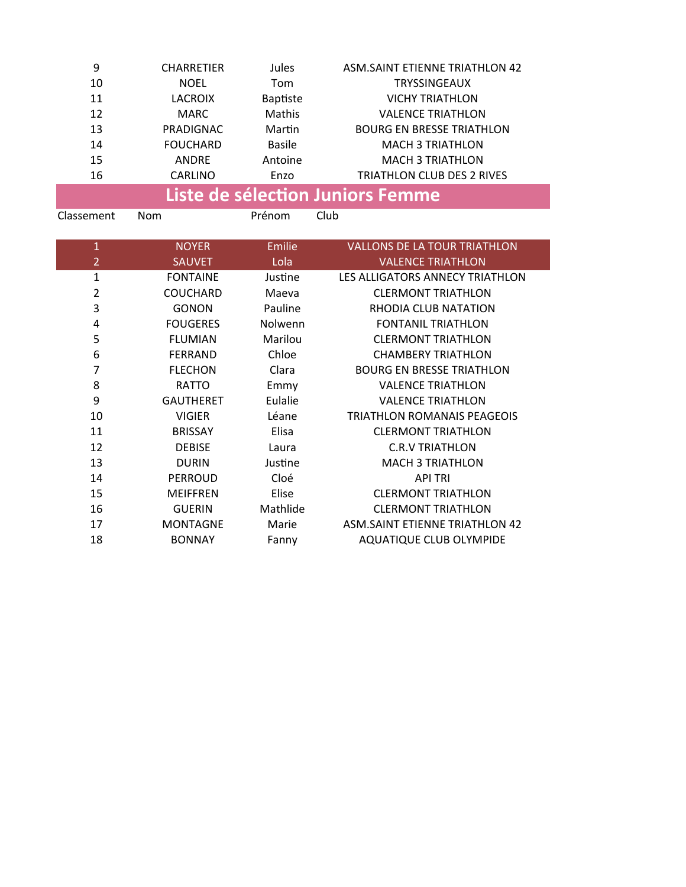| | | | |
|---|---|---|---|
| 9 | CHARRETIER | Jules | ASM.SAINT ETIENNE TRIATHLON 42 |
| 10 | NOEL | Tom | TRYSSINGEAUX |
| 11 | LACROIX | Baptiste | VICHY TRIATHLON |
| 12 | MARC | Mathis | VALENCE TRIATHLON |
| 13 | PRADIGNAC | Martin | BOURG EN BRESSE TRIATHLON |
| 14 | FOUCHARD | Basile | MACH 3 TRIATHLON |
| 15 | ANDRE | Antoine | MACH 3 TRIATHLON |
| 16 | CARLINO | Enzo | TRIATHLON CLUB DES 2 RIVES |

## Liste de sélection Juniors Femme

| Classement | Nom | Prénom | Club |
|---|---|---|---|
| 1 | NOYER | Emilie | VALLONS DE LA TOUR TRIATHLON |
| 2 | SAUVET | Lola | VALENCE TRIATHLON |
| 1 | FONTAINE | Justine | LES ALLIGATORS ANNECY TRIATHLON |
| 2 | COUCHARD | Maeva | CLERMONT TRIATHLON |
| 3 | GONON | Pauline | RHODIA CLUB NATATION |
| 4 | FOUGERES | Nolwenn | FONTANIL TRIATHLON |
| 5 | FLUMIAN | Marilou | CLERMONT TRIATHLON |
| 6 | FERRAND | Chloe | CHAMBERY TRIATHLON |
| 7 | FLECHON | Clara | BOURG EN BRESSE TRIATHLON |
| 8 | RATTO | Emmy | VALENCE TRIATHLON |
| 9 | GAUTHERET | Eulalie | VALENCE TRIATHLON |
| 10 | VIGIER | Léane | TRIATHLON ROMANAIS PEAGEOIS |
| 11 | BRISSAY | Elisa | CLERMONT TRIATHLON |
| 12 | DEBISE | Laura | C.R.V TRIATHLON |
| 13 | DURIN | Justine | MACH 3 TRIATHLON |
| 14 | PERROUD | Cloé | API TRI |
| 15 | MEIFFREN | Elise | CLERMONT TRIATHLON |
| 16 | GUERIN | Mathlide | CLERMONT TRIATHLON |
| 17 | MONTAGNE | Marie | ASM.SAINT ETIENNE TRIATHLON 42 |
| 18 | BONNAY | Fanny | AQUATIQUE CLUB OLYMPIDE |